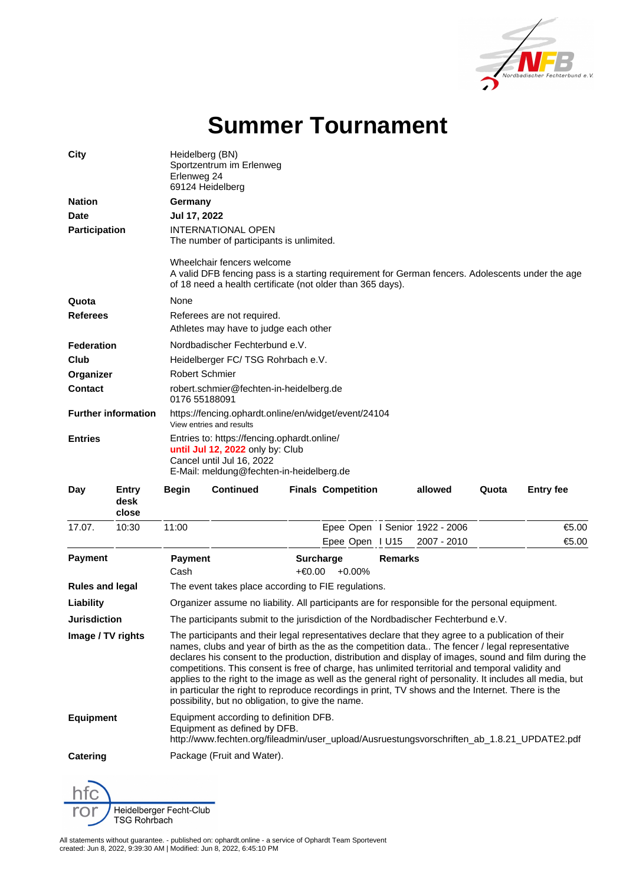# Summer Tournament

| | |
|---|---|
| **City** | Heidelberg (BN)<br>Sportzentrum im Erlenweg<br>Erlenweg 24<br>69124 Heidelberg |
| **Nation** | **Germany** |
| **Date** | **Jul 17, 2022** |
| **Participation** | INTERNATIONAL OPEN<br>The number of participants is unlimited.<br><br>Wheelchair fencers welcome<br>A valid DFB fencing pass is a starting requirement for German fencers. Adolescents under the age of 18 need a health certificate (not older than 365 days). |
| **Quota** | None |
| **Referees** | Referees are not required.<br>Athletes may have to judge each other |
| **Federation** | Nordbadischer Fechterbund e.V. |
| **Club** | Heidelberger FC/ TSG Rohrbach e.V. |
| **Organizer** | Robert Schmier |
| **Contact** | robert.schmier@fechten-in-heidelberg.de<br>0176 55188091 |
| **Further information** | https://fencing.ophardt.online/en/widget/event/24104<br>View entries and results |
| **Entries** | Entries to: https://fencing.ophardt.online/<br>**until Jul 12, 2022** only by: Club<br>Cancel until Jul 16, 2022<br>E-Mail: meldung@fechten-in-heidelberg.de |

| Day | Entry desk close | Begin | Continued | Finals | Competition | allowed | Quota | Entry fee |
|---|---|---|---|---|---|---|---|---|
| 17.07. | 10:30 | 11:00 | | | Epee Open I Senior | 1922 - 2006 | | €5.00 |
| | | | | | Epee Open I U15 | 2007 - 2010 | | €5.00 |

| | Payment | Surcharge | Remarks |
|---|---|---|---|
| **Payment** | Cash | +€0.00 +0.00% | |

| | |
|---|---|
| **Rules and legal** | The event takes place according to FIE regulations. |
| **Liability** | Organizer assume no liability. All participants are for responsible for the personal equipment. |
| **Jurisdiction** | The participants submit to the jurisdiction of the Nordbadischer Fechterbund e.V. |
| **Image / TV rights** | The participants and their legal representatives declare that they agree to a publication of their names, clubs and year of birth as the as the competition data.. The fencer / legal representative declares his consent to the production, distribution and display of images, sound and film during the competitions. This consent is free of charge, has unlimited territorial and temporal validity and applies to the right to the image as well as the general right of personality. It includes all media, but in particular the right to reproduce recordings in print, TV shows and the Internet. There is the possibility, but no obligation, to give the name. |
| **Equipment** | Equipment according to definition DFB.<br>Equipment as defined by DFB.<br>http://www.fechten.org/fileadmin/user_upload/Ausruestungsvorschriften_ab_1.8.21_UPDATE2.pdf |
| **Catering** | Package (Fruit and Water). |

Heidelberger Fecht-Club
TSG Rohrbach

All statements without guarantee. - published on: ophardt.online - a service of Ophardt Team Sportevent
created: Jun 8, 2022, 9:39:30 AM | Modified: Jun 8, 2022, 6:45:10 PM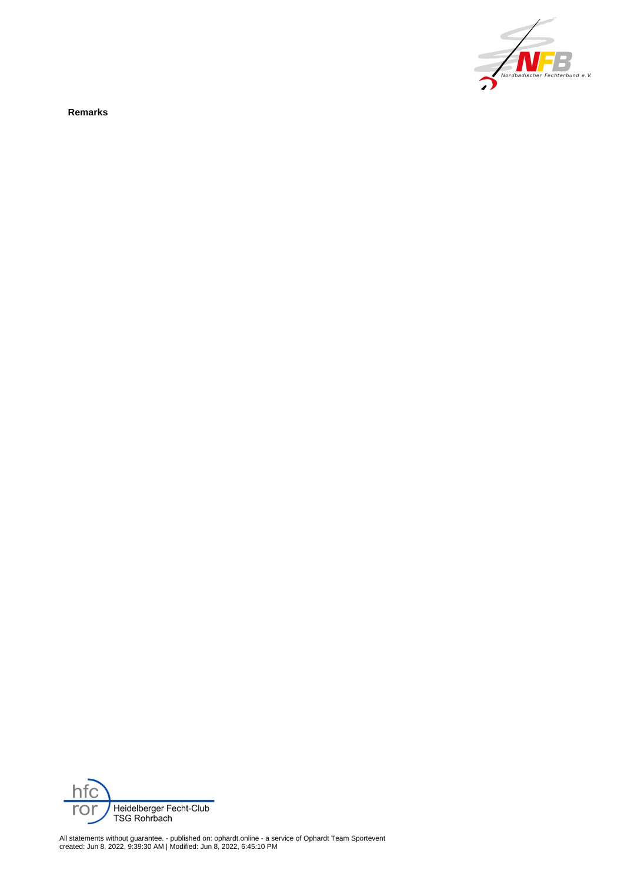**Remarks**